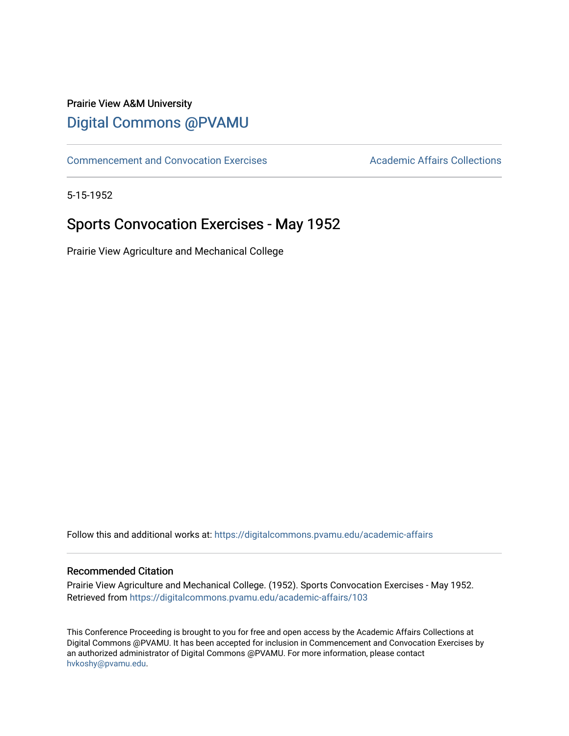Prairie View A&M University

## Digital Commons @PVAMU

Commencement and Convocation Exercises | Academic Affairs Collections

5-15-1952

# Sports Convocation Exercises - May 1952

Prairie View Agriculture and Mechanical College

Follow this and additional works at: https://digitalcommons.pvamu.edu/academic-affairs

### Recommended Citation

Prairie View Agriculture and Mechanical College. (1952). Sports Convocation Exercises - May 1952. Retrieved from https://digitalcommons.pvamu.edu/academic-affairs/103

This Conference Proceeding is brought to you for free and open access by the Academic Affairs Collections at Digital Commons @PVAMU. It has been accepted for inclusion in Commencement and Convocation Exercises by an authorized administrator of Digital Commons @PVAMU. For more information, please contact hvkoshy@pvamu.edu.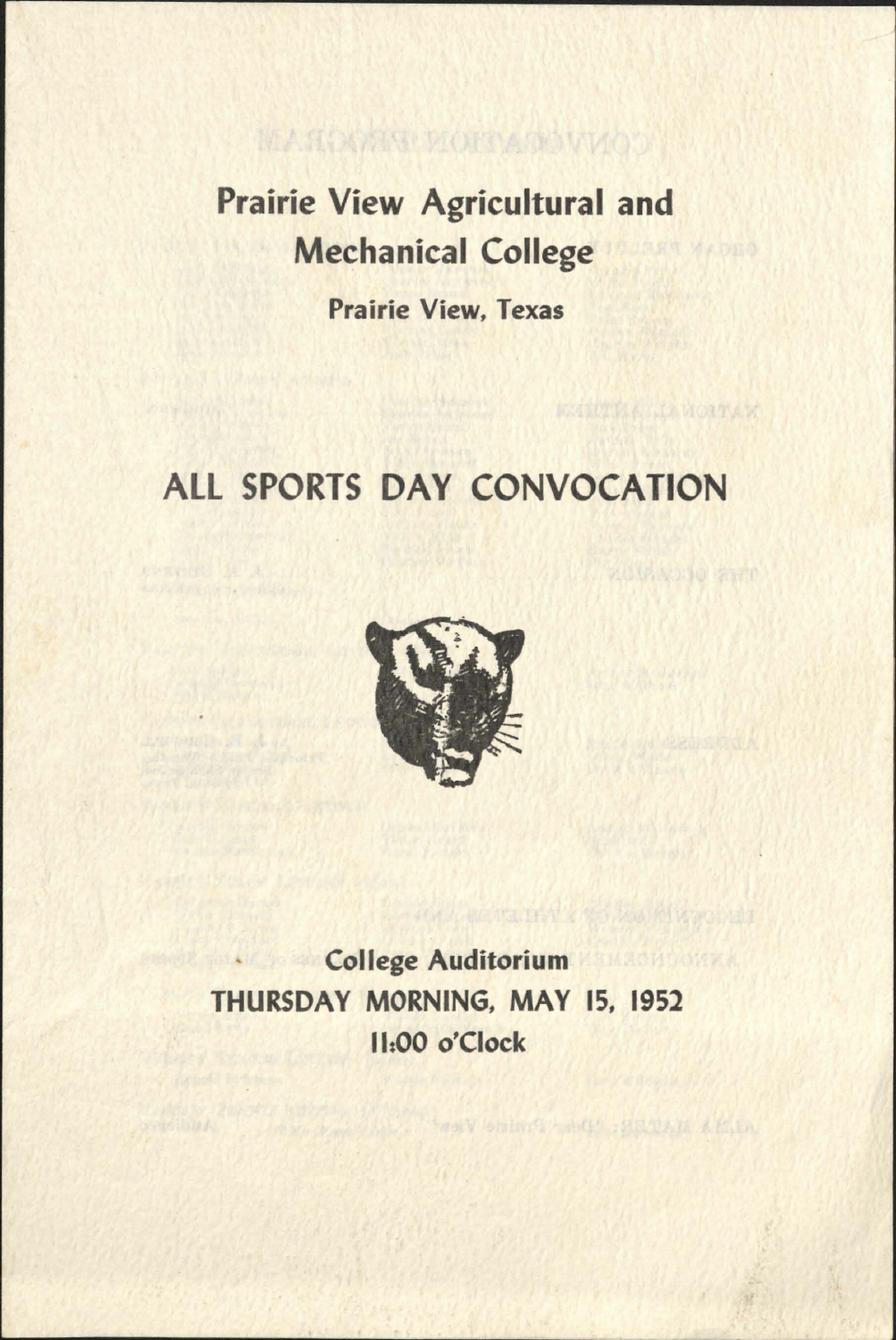# Prairie View Agricultural and Mechanical College

**Prairie View, Texas**

## ALL SPORTS DAY CONVOCATION

**College Auditorium**

**THURSDAY MORNING, MAY 15, 1952**

**11:00 o'Clock**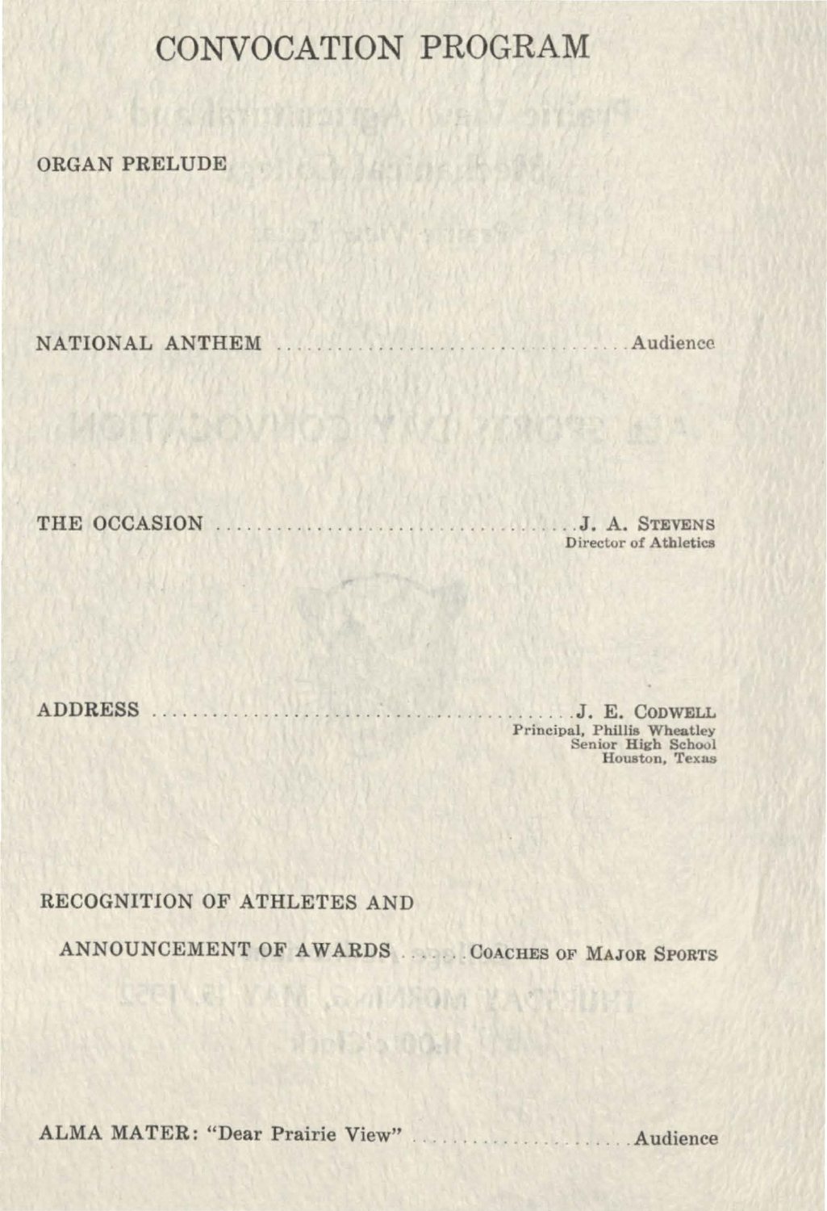# CONVOCATION PROGRAM

ORGAN PRELUDE

NATIONAL ANTHEM .................................... Audience

THE OCCASION .................................... J. A. STEVENS
Director of Athletics

ADDRESS .................................... J. E. CODWELL
Principal, Phillis Wheatley
Senior High School
Houston, Texas

RECOGNITION OF ATHLETES AND

ANNOUNCEMENT OF AWARDS ....... COACHES OF MAJOR SPORTS

ALMA MATER: "Dear Prairie View" .................... Audience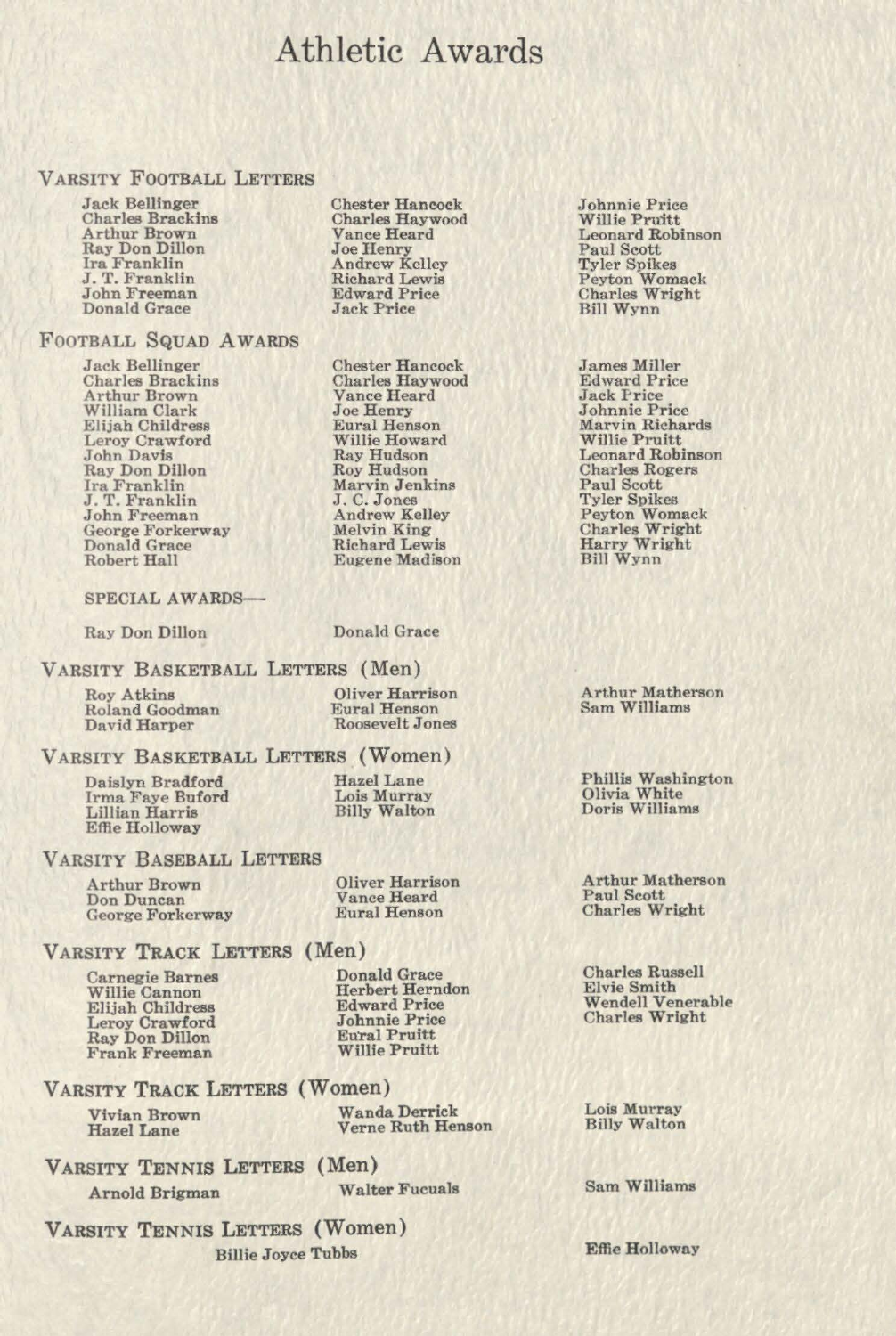# Athletic Awards

## Varsity Football Letters

Jack Bellinger
Charles Brackins
Arthur Brown
Ray Don Dillon
Ira Franklin
J. T. Franklin
John Freeman
Donald Grace
Chester Hancock
Charles Haywood
Vance Heard
Joe Henry
Andrew Kelley
Richard Lewis
Edward Price
Jack Price
Johnnie Price
Willie Pruitt
Leonard Robinson
Paul Scott
Tyler Spikes
Peyton Womack
Charles Wright
Bill Wynn

## Football Squad Awards

Jack Bellinger
Charles Brackins
Arthur Brown
William Clark
Elijah Childress
Leroy Crawford
John Davis
Ray Don Dillon
Ira Franklin
J. T. Franklin
John Freeman
George Forkerway
Donald Grace
Robert Hall
Chester Hancock
Charles Haywood
Vance Heard
Joe Henry
Eural Henson
Willie Howard
Ray Hudson
Roy Hudson
Marvin Jenkins
J. C. Jones
Andrew Kelley
Melvin King
Richard Lewis
Eugene Madison
James Miller
Edward Price
Jack Price
Johnnie Price
Marvin Richards
Willie Pruitt
Leonard Robinson
Charles Rogers
Paul Scott
Tyler Spikes
Peyton Womack
Charles Wright
Harry Wright
Bill Wynn

### Special Awards—

Ray Don Dillon
Donald Grace

## Varsity Basketball Letters (Men)

Roy Atkins
Roland Goodman
David Harper
Oliver Harrison
Eural Henson
Roosevelt Jones
Arthur Matherson
Sam Williams

## Varsity Basketball Letters (Women)

Daislyn Bradford
Irma Faye Buford
Lillian Harris
Effie Holloway
Hazel Lane
Lois Murray
Billy Walton
Phillis Washington
Olivia White
Doris Williams

## Varsity Baseball Letters

Arthur Brown
Don Duncan
George Forkerway
Oliver Harrison
Vance Heard
Eural Henson
Arthur Matherson
Paul Scott
Charles Wright

## Varsity Track Letters (Men)

Carnegie Barnes
Willie Cannon
Elijah Childress
Leroy Crawford
Ray Don Dillon
Frank Freeman
Donald Grace
Herbert Herndon
Edward Price
Johnnie Price
Eural Pruitt
Willie Pruitt
Charles Russell
Elvie Smith
Wendell Venerable
Charles Wright

## Varsity Track Letters (Women)

Vivian Brown
Hazel Lane
Wanda Derrick
Verne Ruth Henson
Lois Murray
Billy Walton

## Varsity Tennis Letters (Men)

Arnold Brigman
Walter Fucuals
Sam Williams

## Varsity Tennis Letters (Women)

Billie Joyce Tubbs
Effie Holloway